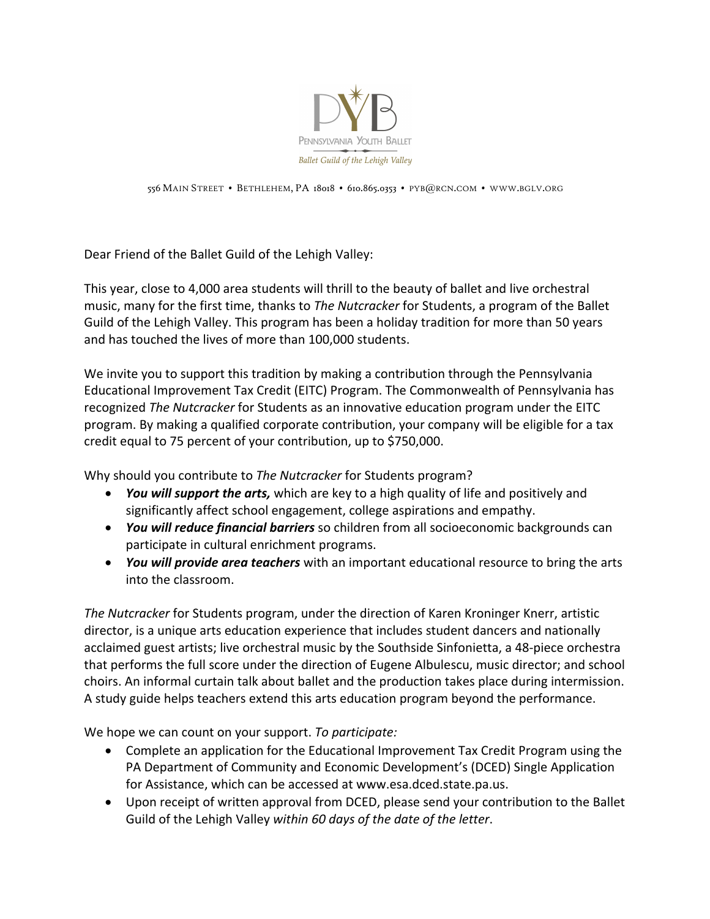PYB

Pennsylvania Youth Ballet

*Ballet Guild of the Lehigh Valley*

556 Main Street • Bethlehem, PA 18018 • 610.865.0353 • pyb@rcn.com • www.bglv.org

Dear Friend of the Ballet Guild of the Lehigh Valley:

This year, close to 4,000 area students will thrill to the beauty of ballet and live orchestral music, many for the first time, thanks to *The Nutcracker* for Students, a program of the Ballet Guild of the Lehigh Valley. This program has been a holiday tradition for more than 50 years and has touched the lives of more than 100,000 students.

We invite you to support this tradition by making a contribution through the Pennsylvania Educational Improvement Tax Credit (EITC) Program. The Commonwealth of Pennsylvania has recognized *The Nutcracker* for Students as an innovative education program under the EITC program. By making a qualified corporate contribution, your company will be eligible for a tax credit equal to 75 percent of your contribution, up to $750,000.

Why should you contribute to *The Nutcracker* for Students program?

- ***You will support the arts,*** which are key to a high quality of life and positively and significantly affect school engagement, college aspirations and empathy.
- ***You will reduce financial barriers*** so children from all socioeconomic backgrounds can participate in cultural enrichment programs.
- ***You will provide area teachers*** with an important educational resource to bring the arts into the classroom.

*The Nutcracker* for Students program, under the direction of Karen Kroninger Knerr, artistic director, is a unique arts education experience that includes student dancers and nationally acclaimed guest artists; live orchestral music by the Southside Sinfonietta, a 48-piece orchestra that performs the full score under the direction of Eugene Albulescu, music director; and school choirs. An informal curtain talk about ballet and the production takes place during intermission. A study guide helps teachers extend this arts education program beyond the performance.

We hope we can count on your support. *To participate:*

- Complete an application for the Educational Improvement Tax Credit Program using the PA Department of Community and Economic Development's (DCED) Single Application for Assistance, which can be accessed at www.esa.dced.state.pa.us.
- Upon receipt of written approval from DCED, please send your contribution to the Ballet Guild of the Lehigh Valley *within 60 days of the date of the letter*.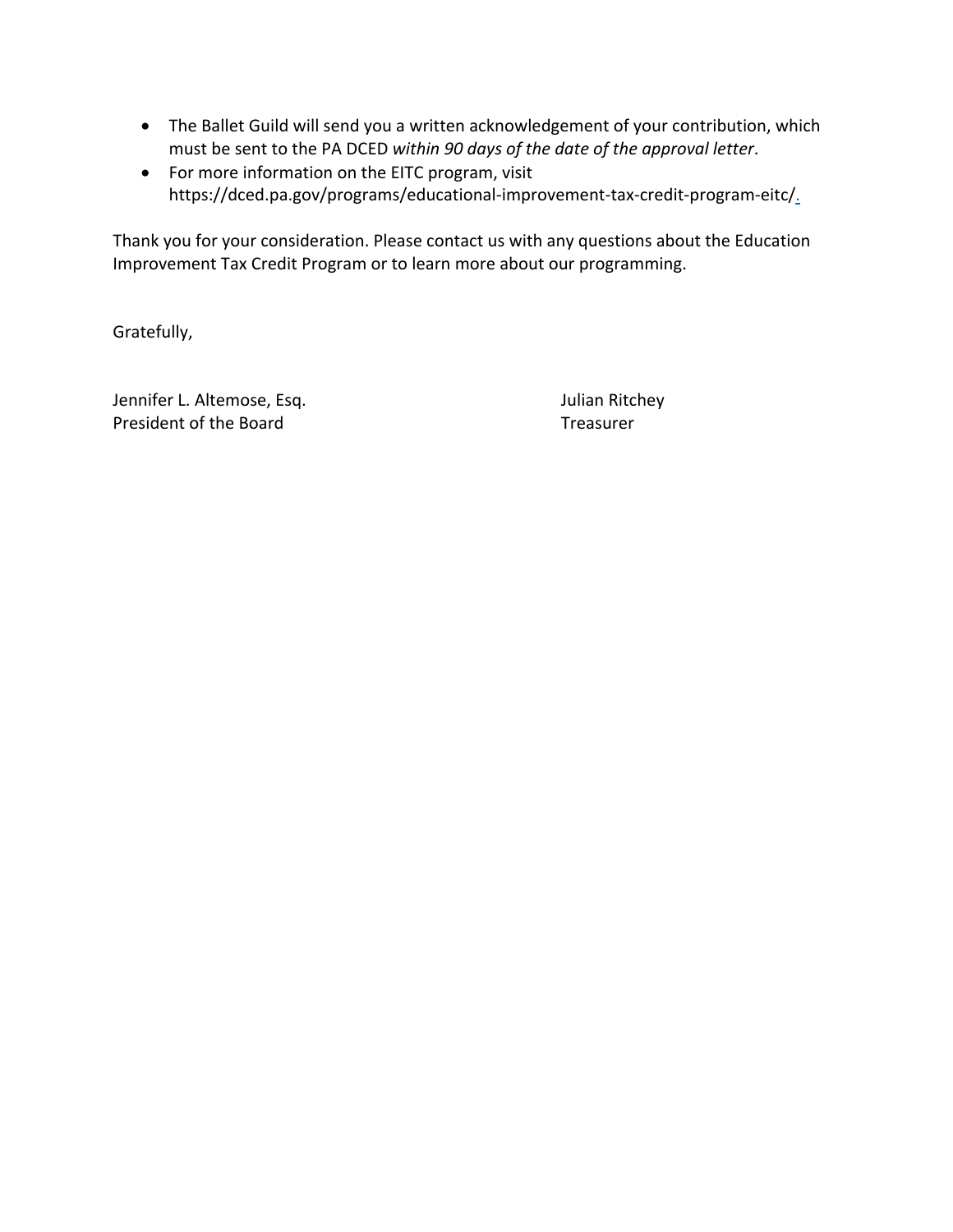- The Ballet Guild will send you a written acknowledgement of your contribution, which must be sent to the PA DCED *within 90 days of the date of the approval letter*.
- For more information on the EITC program, visit https://dced.pa.gov/programs/educational-improvement-tax-credit-program-eitc/.

Thank you for your consideration. Please contact us with any questions about the Education Improvement Tax Credit Program or to learn more about our programming.

Gratefully,

Jennifer L. Altemose, Esq.
President of the Board

Julian Ritchey
Treasurer